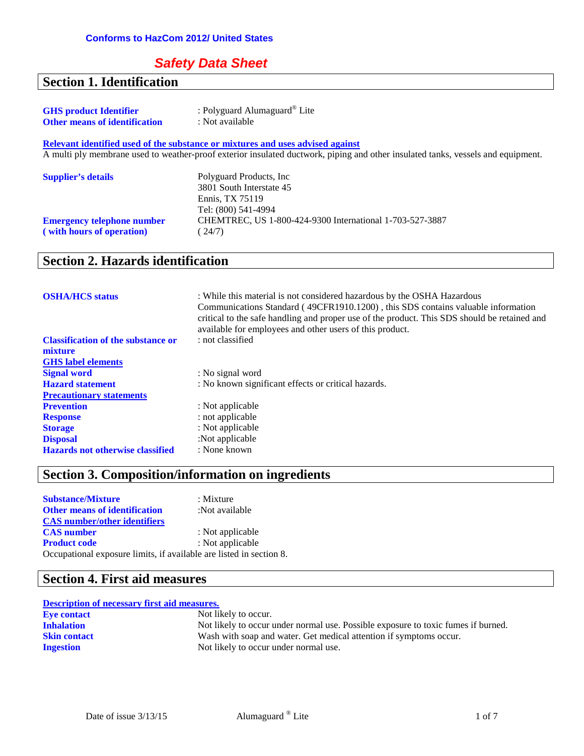**Conforms to HazCom 2012/ United States**

# *Safety Data Sheet*

## Section 1. Identification

**GHS product Identifier** : Polyguard Alumaguard® Lite
**Other means of identification** : Not available

**Relevant identified used of the substance or mixtures and uses advised against**
A multi ply membrane used to weather-proof exterior insulated ductwork, piping and other insulated tanks, vessels and equipment.

**Supplier's details**
Polyguard Products, Inc
3801 South Interstate 45
Ennis, TX 75119
Tel: (800) 541-4994

**Emergency telephone number ( with hours of operation)**
CHEMTREC, US 1-800-424-9300 International 1-703-527-3887
( 24/7)

## Section 2. Hazards identification

**OSHA/HCS status** : While this material is not considered hazardous by the OSHA Hazardous Communications Standard ( 49CFR1910.1200) , this SDS contains valuable information critical to the safe handling and proper use of the product. This SDS should be retained and available for employees and other users of this product.

**Classification of the substance or mixture** : not classified

**GHS label elements**

**Signal word** : No signal word
**Hazard statement** : No known significant effects or critical hazards.

**Precautionary statements**

**Prevention** : Not applicable
**Response** : not applicable
**Storage** : Not applicable
**Disposal** :Not applicable
**Hazards not otherwise classified** : None known

## Section 3. Composition/information on ingredients

**Substance/Mixture** : Mixture
**Other means of identification** :Not available

**CAS number/other identifiers**

**CAS number** : Not applicable
**Product code** : Not applicable

Occupational exposure limits, if available are listed in section 8.

## Section 4. First aid measures

**Description of necessary first aid measures.**

**Eye contact** Not likely to occur.
**Inhalation** Not likely to occur under normal use. Possible exposure to toxic fumes if burned.
**Skin contact** Wash with soap and water. Get medical attention if symptoms occur.
**Ingestion** Not likely to occur under normal use.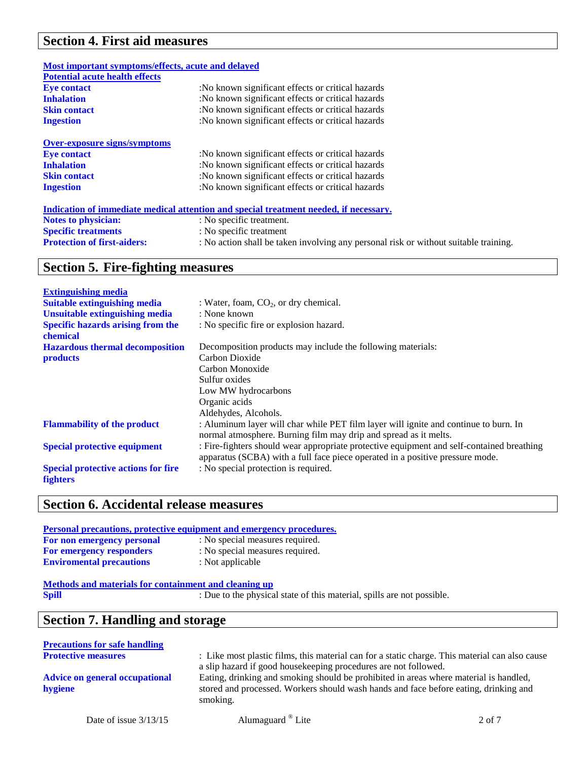## Section 4. First aid measures

**Most important symptoms/effects, acute and delayed**

**Potential acute health effects**

| | |
|---|---|
| **Eye contact** | :No known significant effects or critical hazards |
| **Inhalation** | :No known significant effects or critical hazards |
| **Skin contact** | :No known significant effects or critical hazards |
| **Ingestion** | :No known significant effects or critical hazards |

**Over-exposure signs/symptoms**

| | |
|---|---|
| **Eye contact** | :No known significant effects or critical hazards |
| **Inhalation** | :No known significant effects or critical hazards |
| **Skin contact** | :No known significant effects or critical hazards |
| **Ingestion** | :No known significant effects or critical hazards |

**Indication of immediate medical attention and special treatment needed, if necessary.**

| | |
|---|---|
| **Notes to physician:** | : No specific treatment. |
| **Specific treatments** | : No specific treatment |
| **Protection of first-aiders:** | : No action shall be taken involving any personal risk or without suitable training. |

## Section 5. Fire-fighting measures

**Extinguishing media**

| | |
|---|---|
| **Suitable extinguishing media** | : Water, foam, $CO_2$, or dry chemical. |
| **Unsuitable extinguishing media** | : None known |
| **Specific hazards arising from the chemical** | : No specific fire or explosion hazard. |
| **Hazardous thermal decomposition products** | Decomposition products may include the following materials:<br>Carbon Dioxide<br>Carbon Monoxide<br>Sulfur oxides<br>Low MW hydrocarbons<br>Organic acids<br>Aldehydes, Alcohols. |
| **Flammability of the product** | : Aluminum layer will char while PET film layer will ignite and continue to burn. In normal atmosphere. Burning film may drip and spread as it melts. |
| **Special protective equipment** | : Fire-fighters should wear appropriate protective equipment and self-contained breathing apparatus (SCBA) with a full face piece operated in a positive pressure mode. |
| **Special protective actions for fire fighters** | : No special protection is required. |

## Section 6. Accidental release measures

**Personal precautions, protective equipment and emergency procedures.**

| | |
|---|---|
| **For non emergency personal** | : No special measures required. |
| **For emergency responders** | : No special measures required. |
| **Enviromental precautions** | : Not applicable |

**Methods and materials for containment and cleaning up**

| | |
|---|---|
| **Spill** | : Due to the physical state of this material, spills are not possible. |

## Section 7. Handling and storage

**Precautions for safe handling**

| | |
|---|---|
| **Protective measures** | : Like most plastic films, this material can for a static charge. This material can also cause a slip hazard if good housekeeping procedures are not followed. |
| **Advice on general occupational hygiene** | Eating, drinking and smoking should be prohibited in areas where material is handled, stored and processed. Workers should wash hands and face before eating, drinking and smoking. |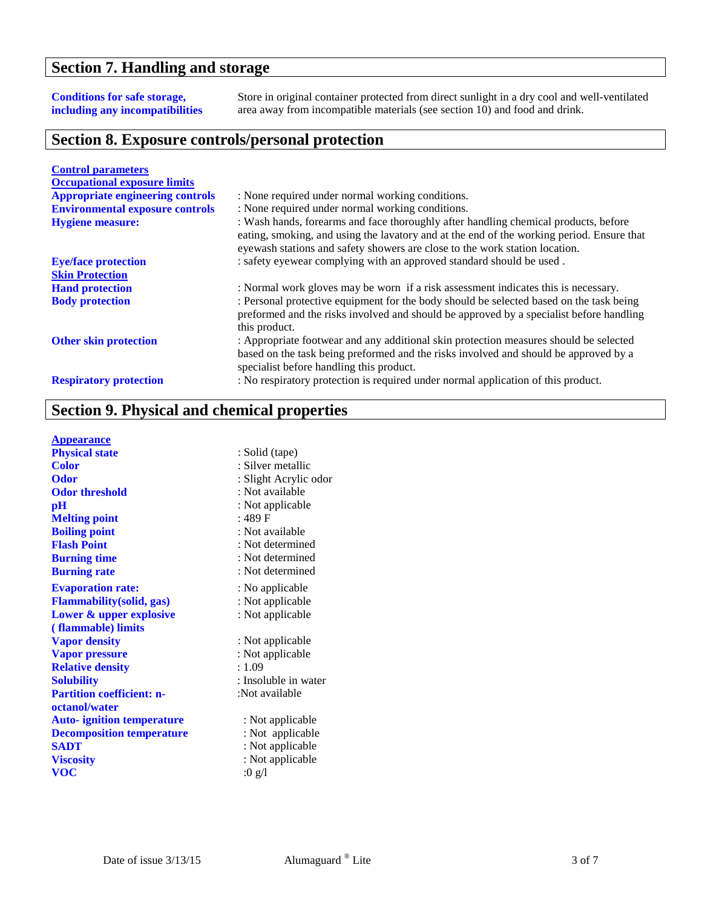## Section 7. Handling and storage

**Conditions for safe storage, including any incompatibilities** Store in original container protected from direct sunlight in a dry cool and well-ventilated area away from incompatible materials (see section 10) and food and drink.

## Section 8. Exposure controls/personal protection

**Control parameters**

**Occupational exposure limits**

**Appropriate engineering controls** : None required under normal working conditions.

**Environmental exposure controls** : None required under normal working conditions.

**Hygiene measure:** : Wash hands, forearms and face thoroughly after handling chemical products, before eating, smoking, and using the lavatory and at the end of the working period. Ensure that eyewash stations and safety showers are close to the work station location.

**Eye/face protection** : safety eyewear complying with an approved standard should be used .

**Skin Protection**

**Hand protection** : Normal work gloves may be worn if a risk assessment indicates this is necessary.

**Body protection** : Personal protective equipment for the body should be selected based on the task being preformed and the risks involved and should be approved by a specialist before handling this product.

**Other skin protection** : Appropriate footwear and any additional skin protection measures should be selected based on the task being preformed and the risks involved and should be approved by a specialist before handling this product.

**Respiratory protection** : No respiratory protection is required under normal application of this product.

## Section 9. Physical and chemical properties

**Appearance**

| | |
|---|---|
| **Physical state** | : Solid (tape) |
| **Color** | : Silver metallic |
| **Odor** | : Slight Acrylic odor |
| **Odor threshold** | : Not available |
| **pH** | : Not applicable |
| **Melting point** | : 489 F |
| **Boiling point** | : Not available |
| **Flash Point** | : Not determined |
| **Burning time** | : Not determined |
| **Burning rate** | : Not determined |
| **Evaporation rate:** | : No applicable |
| **Flammability(solid, gas)** | : Not applicable |
| **Lower & upper explosive ( flammable) limits** | : Not applicable |
| **Vapor density** | : Not applicable |
| **Vapor pressure** | : Not applicable |
| **Relative density** | : 1.09 |
| **Solubility** | : Insoluble in water |
| **Partition coefficient: n-octanol/water** | :Not available |
| **Auto- ignition temperature** | : Not applicable |
| **Decomposition temperature** | : Not applicable |
| **SADT** | : Not applicable |
| **Viscosity** | : Not applicable |
| **VOC** | :0 g/l |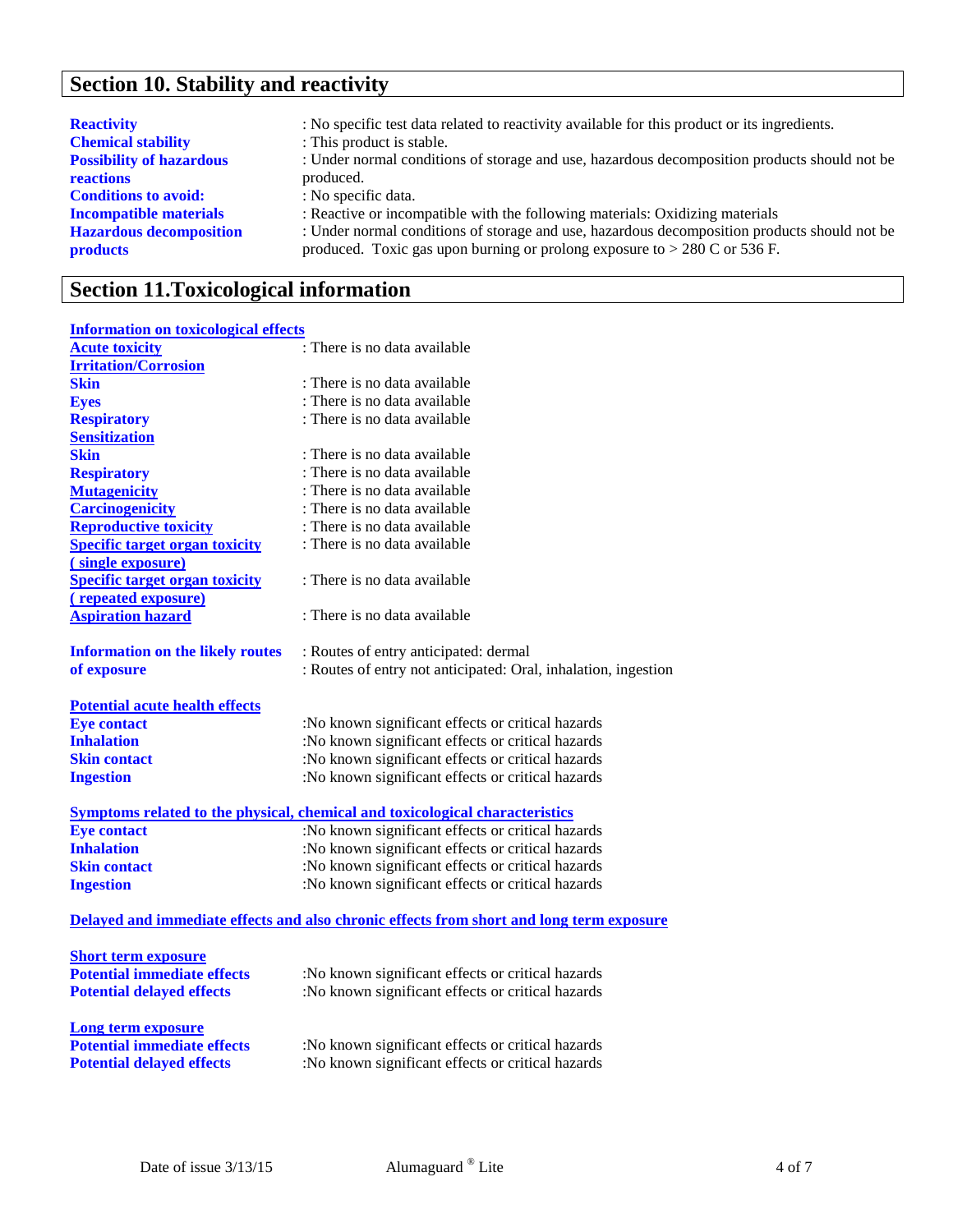## Section 10. Stability and reactivity

**Reactivity** : No specific test data related to reactivity available for this product or its ingredients.

**Chemical stability** : This product is stable.

**Possibility of hazardous reactions** : Under normal conditions of storage and use, hazardous decomposition products should not be produced.

**Conditions to avoid:** : No specific data.

**Incompatible materials** : Reactive or incompatible with the following materials: Oxidizing materials

**Hazardous decomposition products** : Under normal conditions of storage and use, hazardous decomposition products should not be produced. Toxic gas upon burning or prolong exposure to > 280 C or 536 F.

## Section 11.Toxicological information

**Information on toxicological effects**

**Acute toxicity** : There is no data available

**Irritation/Corrosion**

**Skin** : There is no data available

**Eyes** : There is no data available

**Respiratory** : There is no data available

**Sensitization**

**Skin** : There is no data available

**Respiratory** : There is no data available

**Mutagenicity** : There is no data available

**Carcinogenicity** : There is no data available

**Reproductive toxicity** : There is no data available

**Specific target organ toxicity ( single exposure)** : There is no data available

**Specific target organ toxicity ( repeated exposure)** : There is no data available

**Aspiration hazard** : There is no data available

**Information on the likely routes of exposure** : Routes of entry anticipated: dermal
: Routes of entry not anticipated: Oral, inhalation, ingestion

**Potential acute health effects**

**Eye contact** :No known significant effects or critical hazards

**Inhalation** :No known significant effects or critical hazards

**Skin contact** :No known significant effects or critical hazards

**Ingestion** :No known significant effects or critical hazards

**Symptoms related to the physical, chemical and toxicological characteristics**

**Eye contact** :No known significant effects or critical hazards

**Inhalation** :No known significant effects or critical hazards

**Skin contact** :No known significant effects or critical hazards

**Ingestion** :No known significant effects or critical hazards

**Delayed and immediate effects and also chronic effects from short and long term exposure**

**Short term exposure**

**Potential immediate effects** :No known significant effects or critical hazards

**Potential delayed effects** :No known significant effects or critical hazards

**Long term exposure**

**Potential immediate effects** :No known significant effects or critical hazards

**Potential delayed effects** :No known significant effects or critical hazards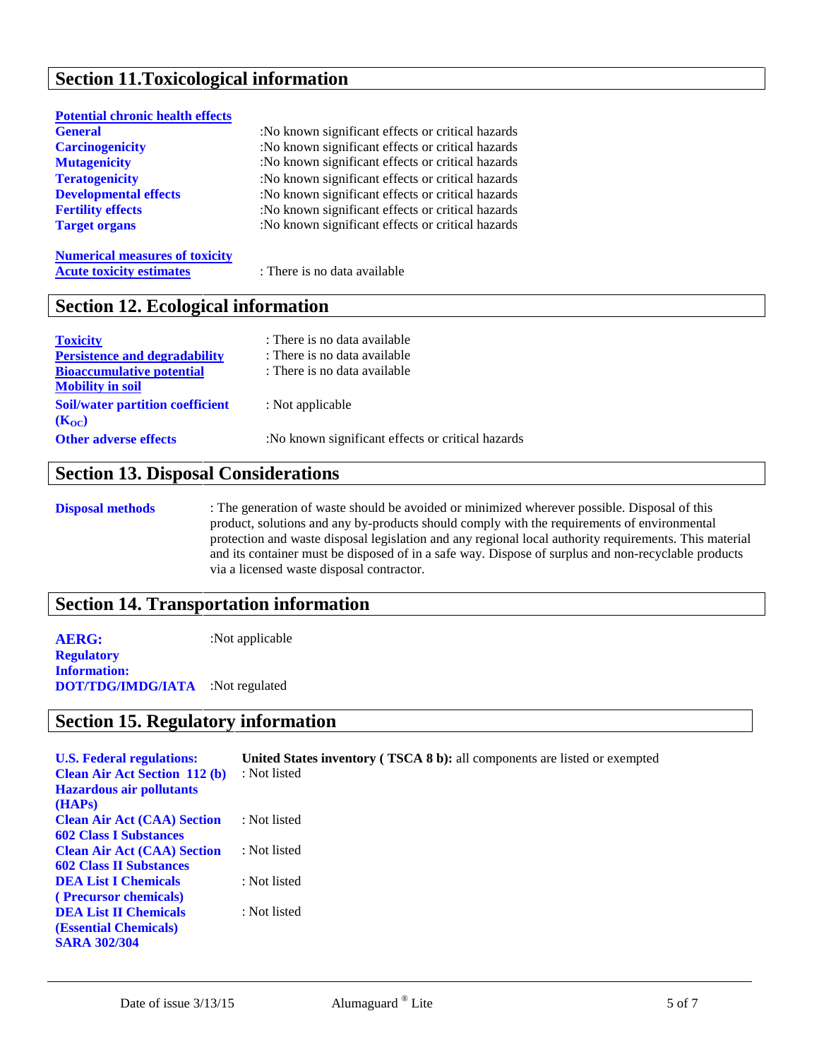## Section 11.Toxicological information

**Potential chronic health effects**

| | |
|---|---|
| **General** | :No known significant effects or critical hazards |
| **Carcinogenicity** | :No known significant effects or critical hazards |
| **Mutagenicity** | :No known significant effects or critical hazards |
| **Teratogenicity** | :No known significant effects or critical hazards |
| **Developmental effects** | :No known significant effects or critical hazards |
| **Fertility effects** | :No known significant effects or critical hazards |
| **Target organs** | :No known significant effects or critical hazards |

**Numerical measures of toxicity**

**Acute toxicity estimates** : There is no data available

## Section 12. Ecological information

| | |
|---|---|
| **Toxicity** | : There is no data available |
| **Persistence and degradability** | : There is no data available |
| **Bioaccumulative potential** | : There is no data available |
| **Mobility in soil** | |
| **Soil/water partition coefficient ($K_{OC}$)** | : Not applicable |
| **Other adverse effects** | :No known significant effects or critical hazards |

## Section 13. Disposal Considerations

**Disposal methods** : The generation of waste should be avoided or minimized wherever possible. Disposal of this product, solutions and any by-products should comply with the requirements of environmental protection and waste disposal legislation and any regional local authority requirements. This material and its container must be disposed of in a safe way. Dispose of surplus and non-recyclable products via a licensed waste disposal contractor.

## Section 14. Transportation information

**AERG:** :Not applicable

**Regulatory Information:**

**DOT/TDG/IMDG/IATA** :Not regulated

## Section 15. Regulatory information

| | |
|---|---|
| **U.S. Federal regulations:** | **United States inventory ( TSCA 8 b):** all components are listed or exempted |
| **Clean Air Act Section 112 (b) Hazardous air pollutants (HAPs)** | : Not listed |
| **Clean Air Act (CAA) Section 602 Class I Substances** | : Not listed |
| **Clean Air Act (CAA) Section 602 Class II Substances** | : Not listed |
| **DEA List I Chemicals ( Precursor chemicals)** | : Not listed |
| **DEA List II Chemicals (Essential Chemicals)** | : Not listed |
| **SARA 302/304** | |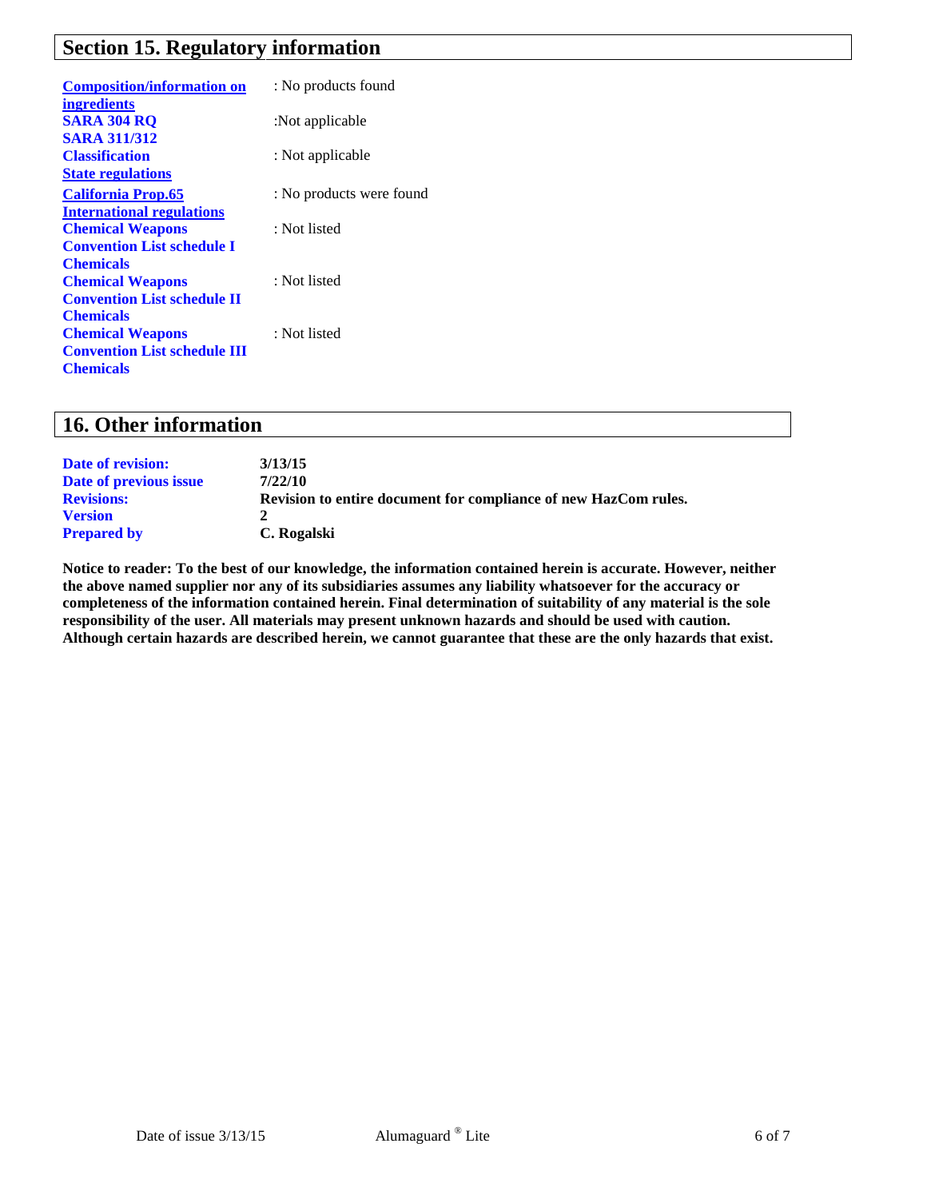## Section 15. Regulatory information

| | |
|---|---|
| **Composition/information on ingredients** | : No products found |
| **SARA 304 RQ** | :Not applicable |
| **SARA 311/312 Classification** | : Not applicable |
| **State regulations** | |
| **California Prop.65** | : No products were found |
| **International regulations** | |
| **Chemical Weapons Convention List schedule I Chemicals** | : Not listed |
| **Chemical Weapons Convention List schedule II Chemicals** | : Not listed |
| **Chemical Weapons Convention List schedule III Chemicals** | : Not listed |

## 16. Other information

| | |
|---|---|
| **Date of revision:** | **3/13/15** |
| **Date of previous issue** | **7/22/10** |
| **Revisions:** | **Revision to entire document for compliance of new HazCom rules.** |
| **Version** | **2** |
| **Prepared by** | **C. Rogalski** |

**Notice to reader: To the best of our knowledge, the information contained herein is accurate. However, neither the above named supplier nor any of its subsidiaries assumes any liability whatsoever for the accuracy or completeness of the information contained herein. Final determination of suitability of any material is the sole responsibility of the user. All materials may present unknown hazards and should be used with caution. Although certain hazards are described herein, we cannot guarantee that these are the only hazards that exist.**